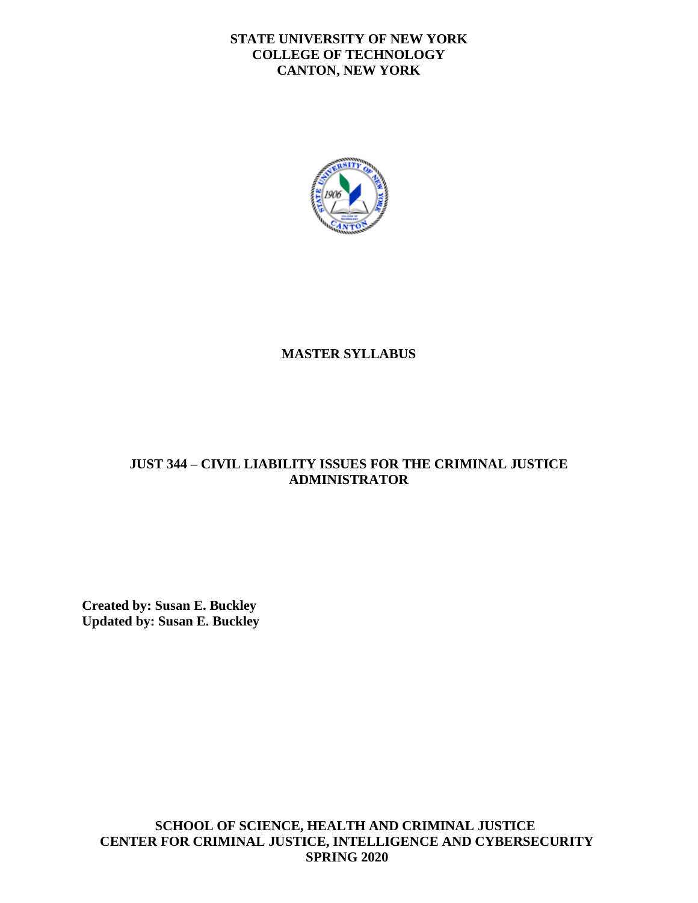**STATE UNIVERSITY OF NEW YORK**
**COLLEGE OF TECHNOLOGY**
**CANTON, NEW YORK**

# MASTER SYLLABUS

# JUST 344 – CIVIL LIABILITY ISSUES FOR THE CRIMINAL JUSTICE ADMINISTRATOR

**Created by: Susan E. Buckley**
**Updated by: Susan E. Buckley**

**SCHOOL OF SCIENCE, HEALTH AND CRIMINAL JUSTICE**
**CENTER FOR CRIMINAL JUSTICE, INTELLIGENCE AND CYBERSECURITY**
**SPRING 2020**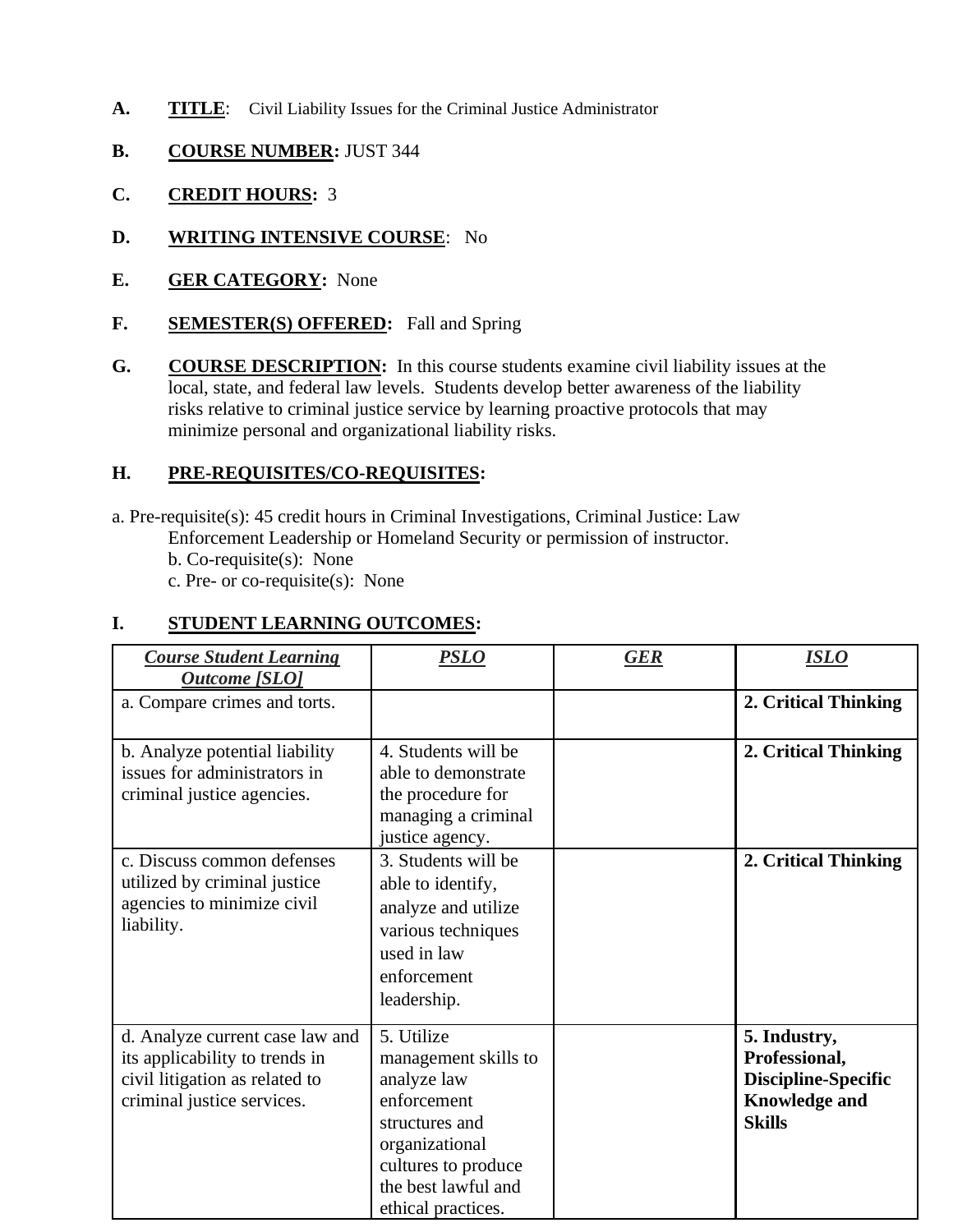**A.** **TITLE**: Civil Liability Issues for the Criminal Justice Administrator

**B.** **COURSE NUMBER:** JUST 344

**C.** **CREDIT HOURS:** 3

**D.** **WRITING INTENSIVE COURSE**: No

**E.** **GER CATEGORY:** None

**F.** **SEMESTER(S) OFFERED:** Fall and Spring

**G.** **COURSE DESCRIPTION:** In this course students examine civil liability issues at the local, state, and federal law levels. Students develop better awareness of the liability risks relative to criminal justice service by learning proactive protocols that may minimize personal and organizational liability risks.

**H.** **PRE-REQUISITES/CO-REQUISITES:**

a. Pre-requisite(s): 45 credit hours in Criminal Investigations, Criminal Justice: Law Enforcement Leadership or Homeland Security or permission of instructor.
b. Co-requisite(s): None
c. Pre- or co-requisite(s): None

**I.** **STUDENT LEARNING OUTCOMES:**

| *Course Student Learning Outcome [SLO]* | *PSLO* | *GER* | *ISLO* |
|---|---|---|---|
| a. Compare crimes and torts. | | | **2. Critical Thinking** |
| b. Analyze potential liability issues for administrators in criminal justice agencies. | 4. Students will be able to demonstrate the procedure for managing a criminal justice agency. | | **2. Critical Thinking** |
| c. Discuss common defenses utilized by criminal justice agencies to minimize civil liability. | 3. Students will be able to identify, analyze and utilize various techniques used in law enforcement leadership. | | **2. Critical Thinking** |
| d. Analyze current case law and its applicability to trends in civil litigation as related to criminal justice services. | 5. Utilize management skills to analyze law enforcement structures and organizational cultures to produce the best lawful and ethical practices. | | **5. Industry, Professional, Discipline-Specific Knowledge and Skills** |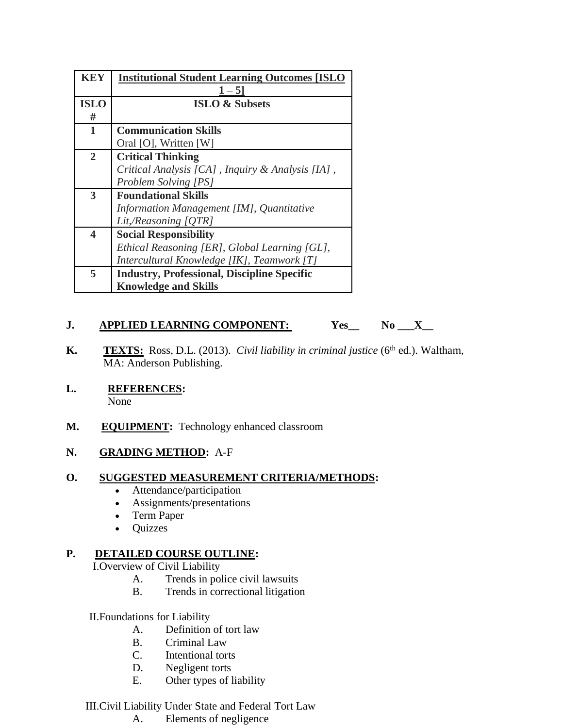| KEY | Institutional Student Learning Outcomes [ISLO 1 – 5] |
|---|---|
| **ISLO #** | **ISLO & Subsets** |
| **1** | **Communication Skills**<br>Oral [O], Written [W] |
| **2** | **Critical Thinking**<br>*Critical Analysis [CA] , Inquiry & Analysis [IA] , Problem Solving [PS]* |
| **3** | **Foundational Skills**<br>*Information Management [IM], Quantitative Lit,/Reasoning [QTR]* |
| **4** | **Social Responsibility**<br>*Ethical Reasoning [ER], Global Learning [GL], Intercultural Knowledge [IK], Teamwork [T]* |
| **5** | **Industry, Professional, Discipline Specific Knowledge and Skills** |

**J. APPLIED LEARNING COMPONENT:** **Yes__ No ___X__**

**K. TEXTS:** Ross, D.L. (2013). *Civil liability in criminal justice* (6th ed.). Waltham, MA: Anderson Publishing.

**L. REFERENCES:**
None

**M. EQUIPMENT:** Technology enhanced classroom

**N. GRADING METHOD:** A-F

**O. SUGGESTED MEASUREMENT CRITERIA/METHODS:**

- Attendance/participation
- Assignments/presentations
- Term Paper
- Quizzes

**P. DETAILED COURSE OUTLINE:**

I. Overview of Civil Liability
   - A. Trends in police civil lawsuits
   - B. Trends in correctional litigation

II. Foundations for Liability
   - A. Definition of tort law
   - B. Criminal Law
   - C. Intentional torts
   - D. Negligent torts
   - E. Other types of liability

III. Civil Liability Under State and Federal Tort Law
   - A. Elements of negligence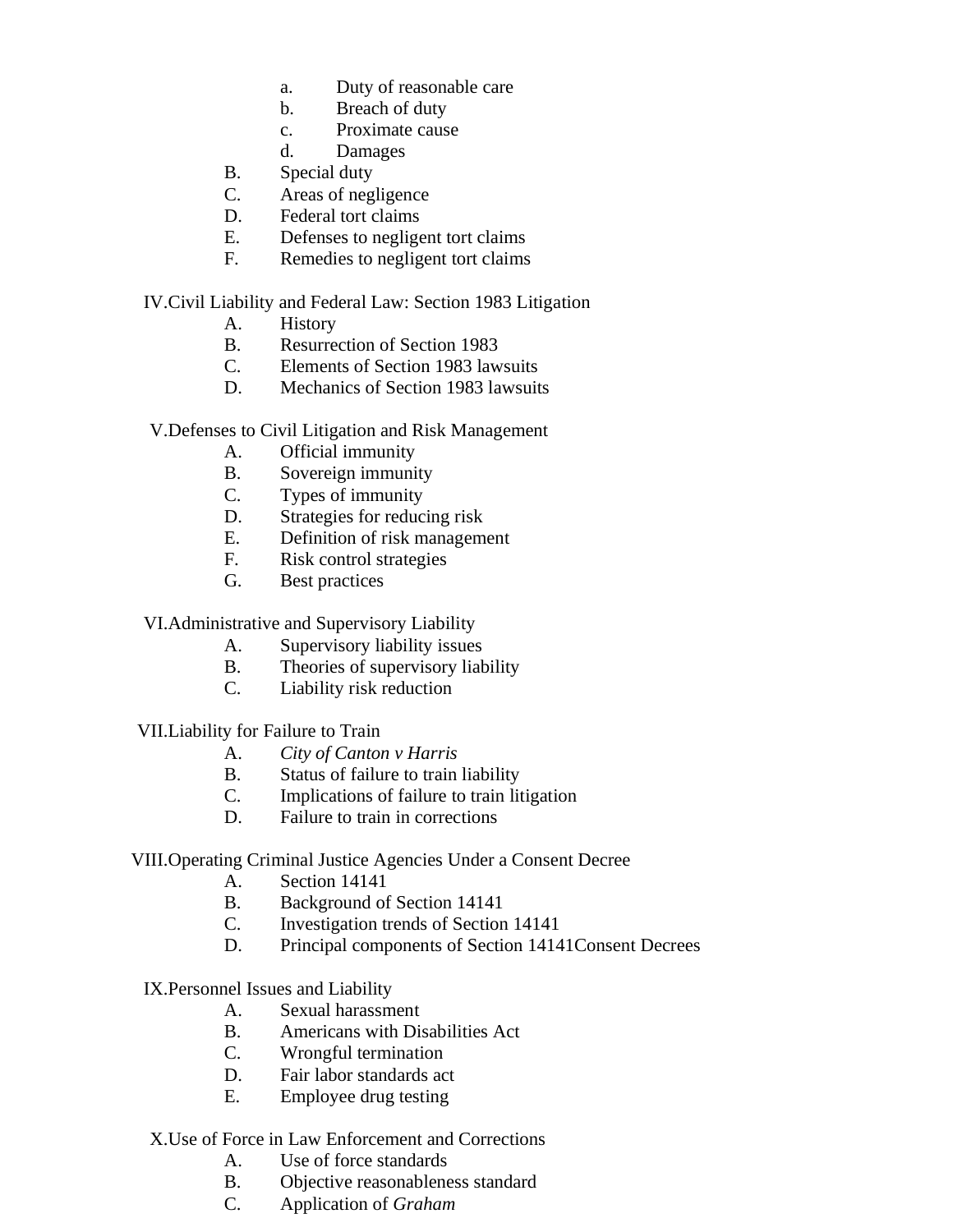a. Duty of reasonable care
   b. Breach of duty
   c. Proximate cause
   d. Damages

B. Special duty
C. Areas of negligence
D. Federal tort claims
E. Defenses to negligent tort claims
F. Remedies to negligent tort claims

IV. Civil Liability and Federal Law: Section 1983 Litigation

   A. History
   B. Resurrection of Section 1983
   C. Elements of Section 1983 lawsuits
   D. Mechanics of Section 1983 lawsuits

V. Defenses to Civil Litigation and Risk Management

   A. Official immunity
   B. Sovereign immunity
   C. Types of immunity
   D. Strategies for reducing risk
   E. Definition of risk management
   F. Risk control strategies
   G. Best practices

VI. Administrative and Supervisory Liability

   A. Supervisory liability issues
   B. Theories of supervisory liability
   C. Liability risk reduction

VII. Liability for Failure to Train

   A. *City of Canton v Harris*
   B. Status of failure to train liability
   C. Implications of failure to train litigation
   D. Failure to train in corrections

VIII. Operating Criminal Justice Agencies Under a Consent Decree

   A. Section 14141
   B. Background of Section 14141
   C. Investigation trends of Section 14141
   D. Principal components of Section 14141Consent Decrees

IX. Personnel Issues and Liability

   A. Sexual harassment
   B. Americans with Disabilities Act
   C. Wrongful termination
   D. Fair labor standards act
   E. Employee drug testing

X. Use of Force in Law Enforcement and Corrections

   A. Use of force standards
   B. Objective reasonableness standard
   C. Application of *Graham*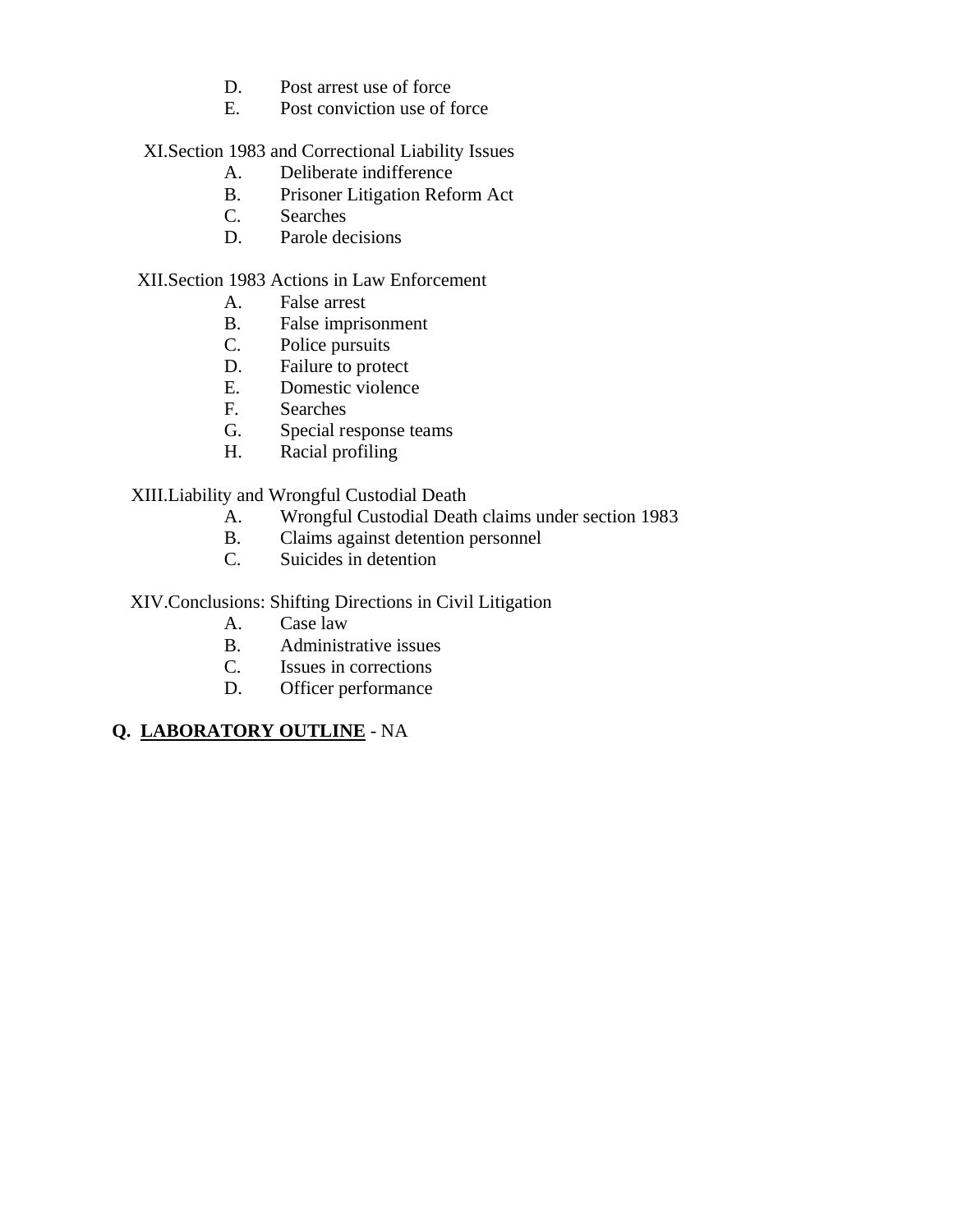D. Post arrest use of force
E. Post conviction use of force

XI. Section 1983 and Correctional Liability Issues
   A. Deliberate indifference
   B. Prisoner Litigation Reform Act
   C. Searches
   D. Parole decisions

XII. Section 1983 Actions in Law Enforcement
   A. False arrest
   B. False imprisonment
   C. Police pursuits
   D. Failure to protect
   E. Domestic violence
   F. Searches
   G. Special response teams
   H. Racial profiling

XIII. Liability and Wrongful Custodial Death
   A. Wrongful Custodial Death claims under section 1983
   B. Claims against detention personnel
   C. Suicides in detention

XIV. Conclusions: Shifting Directions in Civil Litigation
   A. Case law
   B. Administrative issues
   C. Issues in corrections
   D. Officer performance

**Q. <u>LABORATORY OUTLINE</u>** - NA